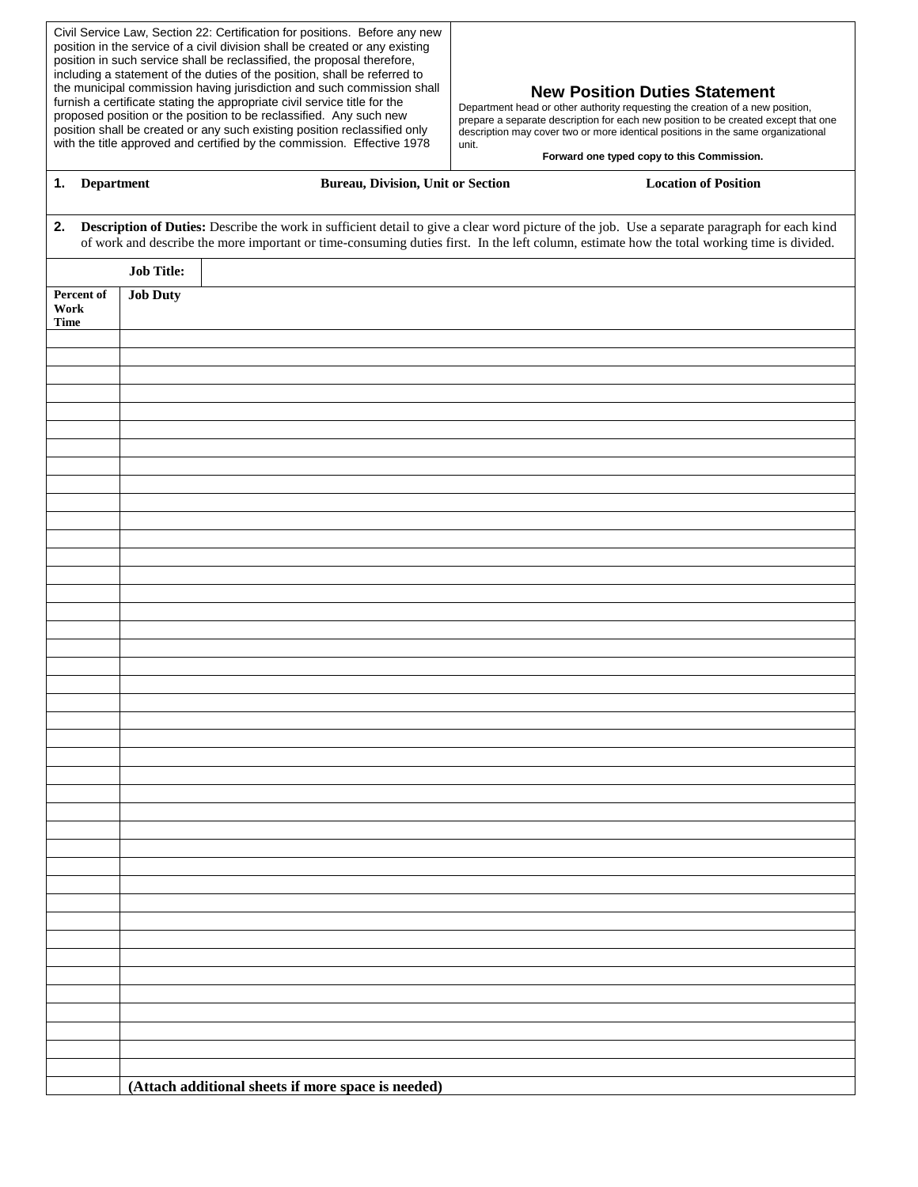Civil Service Law, Section 22: Certification for positions. Before any new position in the service of a civil division shall be created or any existing position in such service shall be reclassified, the proposal therefore, including a statement of the duties of the position, shall be referred to the municipal commission having jurisdiction and such commission shall furnish a certificate stating the appropriate civil service title for the proposed position or the position to be reclassified. Any such new position shall be created or any such existing position reclassified only with the title approved and certified by the commission. Effective 1978

## New Position Duties Statement

Department head or other authority requesting the creation of a new position, prepare a separate description for each new position to be created except that one description may cover two or more identical positions in the same organizational unit.

**Forward one typed copy to this Commission.**

| **1. Department** | **Bureau, Division, Unit or Section** | **Location of Position** |
|---|---|---|
| | | |

**2. Description of Duties:** Describe the work in sufficient detail to give a clear word picture of the job. Use a separate paragraph for each kind of work and describe the more important or time-consuming duties first. In the left column, estimate how the total working time is divided.

| | **Job Title:** |
|---|---|
| **Percent of Work Time** | **Job Duty** |
| | |
| | |
| | |
| | |
| | |
| | |
| | |
| | |
| | |
| | |
| | |
| | |
| | |
| | |
| | |
| | |
| | |
| | |
| | |
| | |
| | |
| | |
| | |
| | |
| | |
| | |
| | |
| | |
| | |
| | |
| | |
| | |
| | |
| | |
| | |
| | |
| | |
| | |
| | |
| | |
| | |
| | **(Attach additional sheets if more space is needed)** |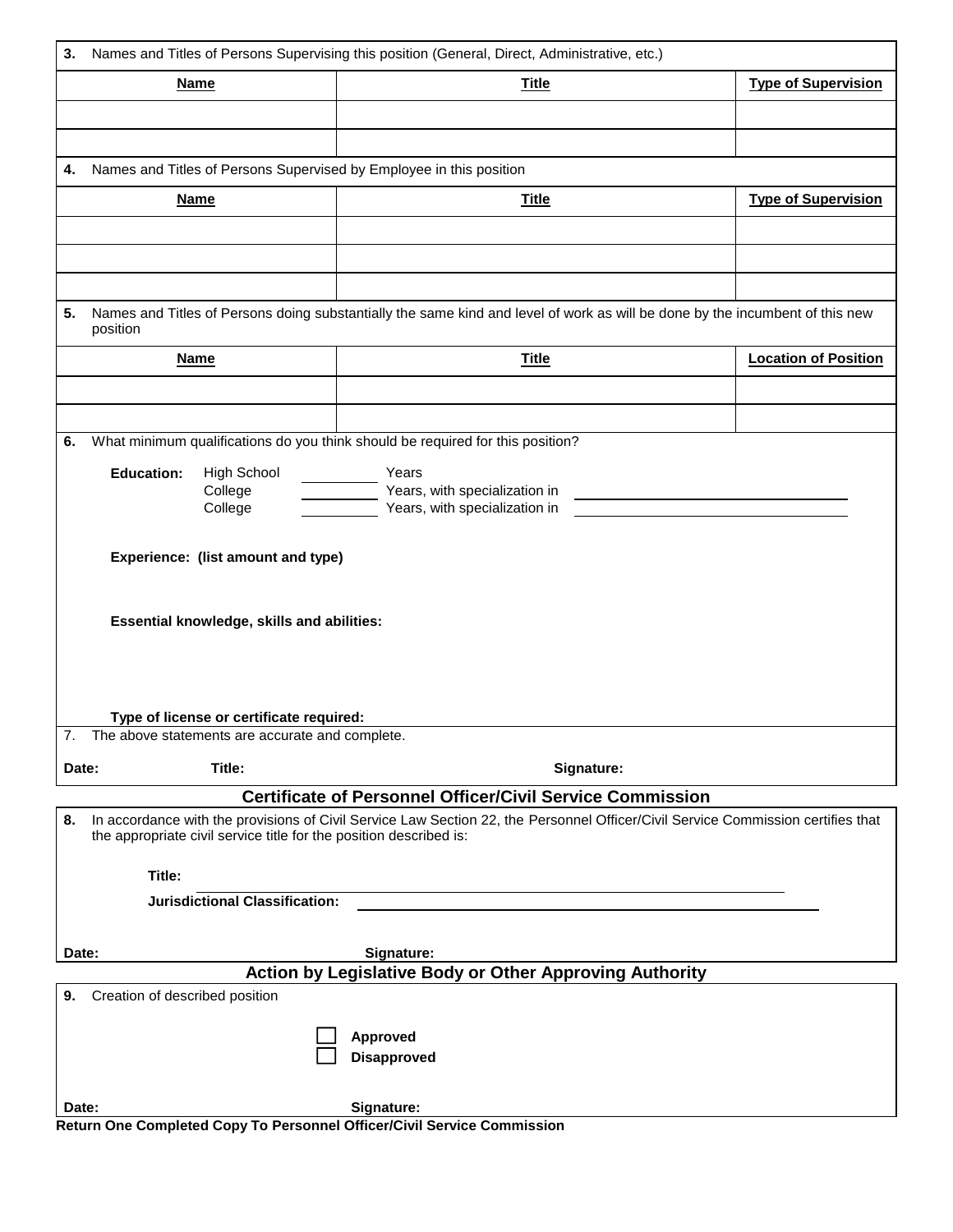**3.** Names and Titles of Persons Supervising this position (General, Direct, Administrative, etc.)

| Name | Title | Type of Supervision |
|---|---|---|
| | | |
| | | |

**4.** Names and Titles of Persons Supervised by Employee in this position

| Name | Title | Type of Supervision |
|---|---|---|
| | | |
| | | |
| | | |

**5.** Names and Titles of Persons doing substantially the same kind and level of work as will be done by the incumbent of this new position

| Name | Title | Location of Position |
|---|---|---|
| | | |
| | | |

**6.** What minimum qualifications do you think should be required for this position?

**Education:** High School \_\_\_\_\_\_\_\_ Years
College \_\_\_\_\_\_\_\_ Years, with specialization in \_\_\_\_\_\_\_\_\_\_\_\_\_\_\_\_\_\_\_\_
College \_\_\_\_\_\_\_\_ Years, with specialization in \_\_\_\_\_\_\_\_\_\_\_\_\_\_\_\_\_\_\_\_

**Experience: (list amount and type)**

**Essential knowledge, skills and abilities:**

**Type of license or certificate required:**

7. The above statements are accurate and complete.

**Date:** **Title:** **Signature:**

## Certificate of Personnel Officer/Civil Service Commission

**8.** In accordance with the provisions of Civil Service Law Section 22, the Personnel Officer/Civil Service Commission certifies that the appropriate civil service title for the position described is:

**Title:** \_\_\_\_\_\_\_\_\_\_\_\_\_\_\_\_\_\_\_\_\_\_\_\_\_\_\_\_\_\_

**Jurisdictional Classification:** \_\_\_\_\_\_\_\_\_\_\_\_\_\_\_\_\_\_\_\_\_\_\_\_\_\_\_\_\_\_

**Date:** **Signature:**

## Action by Legislative Body or Other Approving Authority

**9.** Creation of described position

☐ **Approved**
☐ **Disapproved**

**Date:** **Signature:**

**Return One Completed Copy To Personnel Officer/Civil Service Commission**